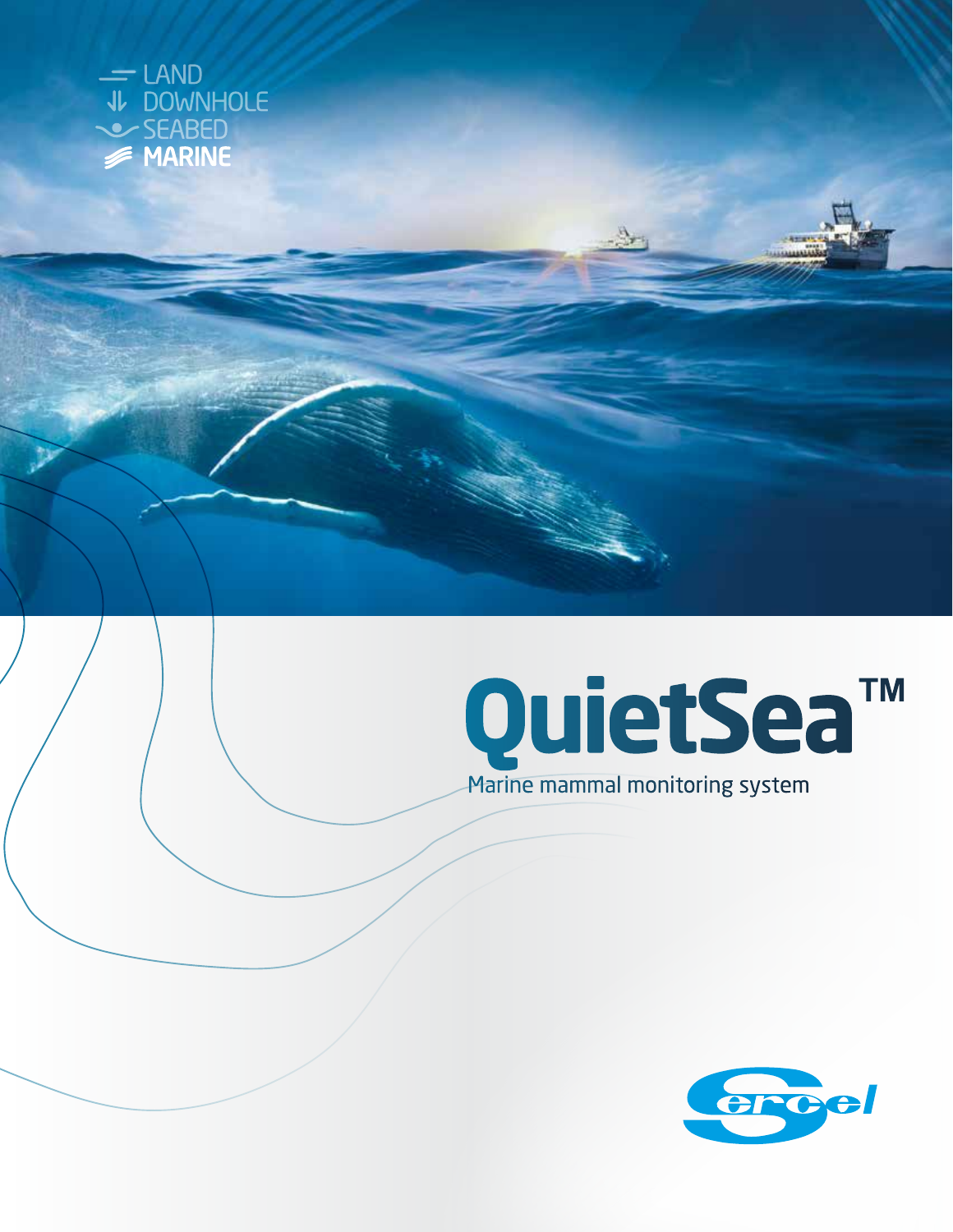LAND
DOWNHOLE
SEABED
**MARINE**

# QuietSea™

Marine mammal monitoring system

Sercel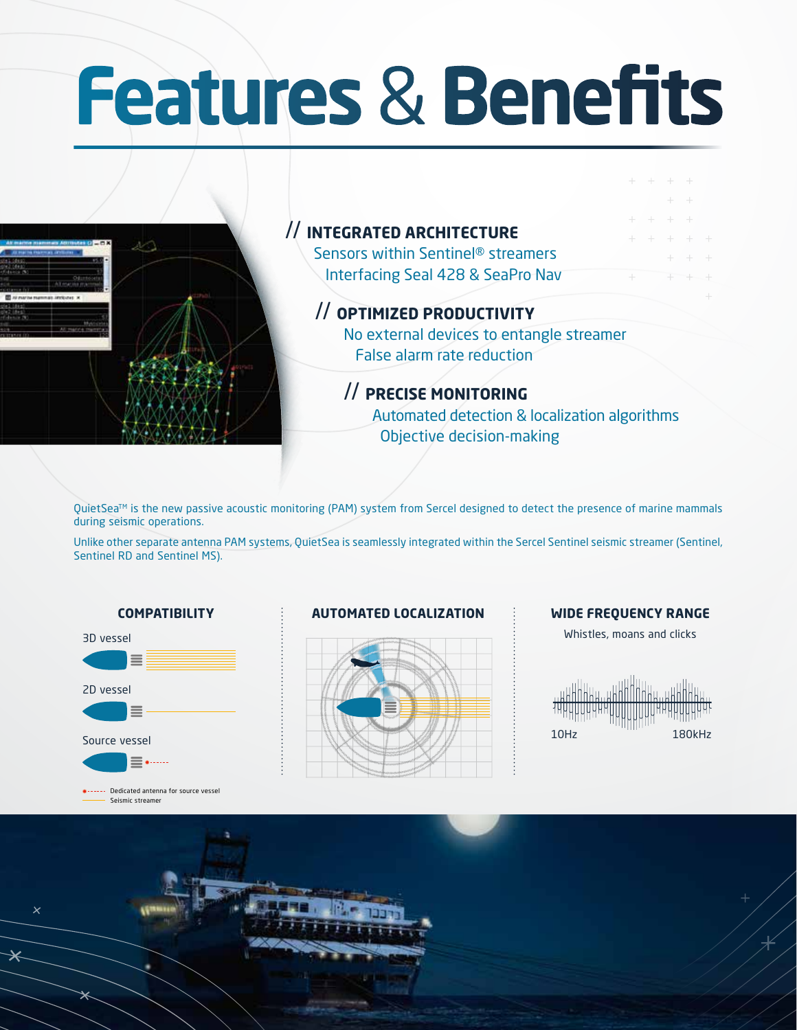# Features & Benefits

## // INTEGRATED ARCHITECTURE

Sensors within Sentinel® streamers

Interfacing Seal 428 & SeaPro Nav

## // OPTIMIZED PRODUCTIVITY

No external devices to entangle streamer

False alarm rate reduction

## // PRECISE MONITORING

Automated detection & localization algorithms

Objective decision-making

QuietSea™ is the new passive acoustic monitoring (PAM) system from Sercel designed to detect the presence of marine mammals during seismic operations.

Unlike other separate antenna PAM systems, QuietSea is seamlessly integrated within the Sercel Sentinel seismic streamer (Sentinel, Sentinel RD and Sentinel MS).

### COMPATIBILITY

3D vessel

2D vessel

Source vessel

Dedicated antenna for source vessel

Seismic streamer

### AUTOMATED LOCALIZATION

### WIDE FREQUENCY RANGE

Whistles, moans and clicks

10Hz 180kHz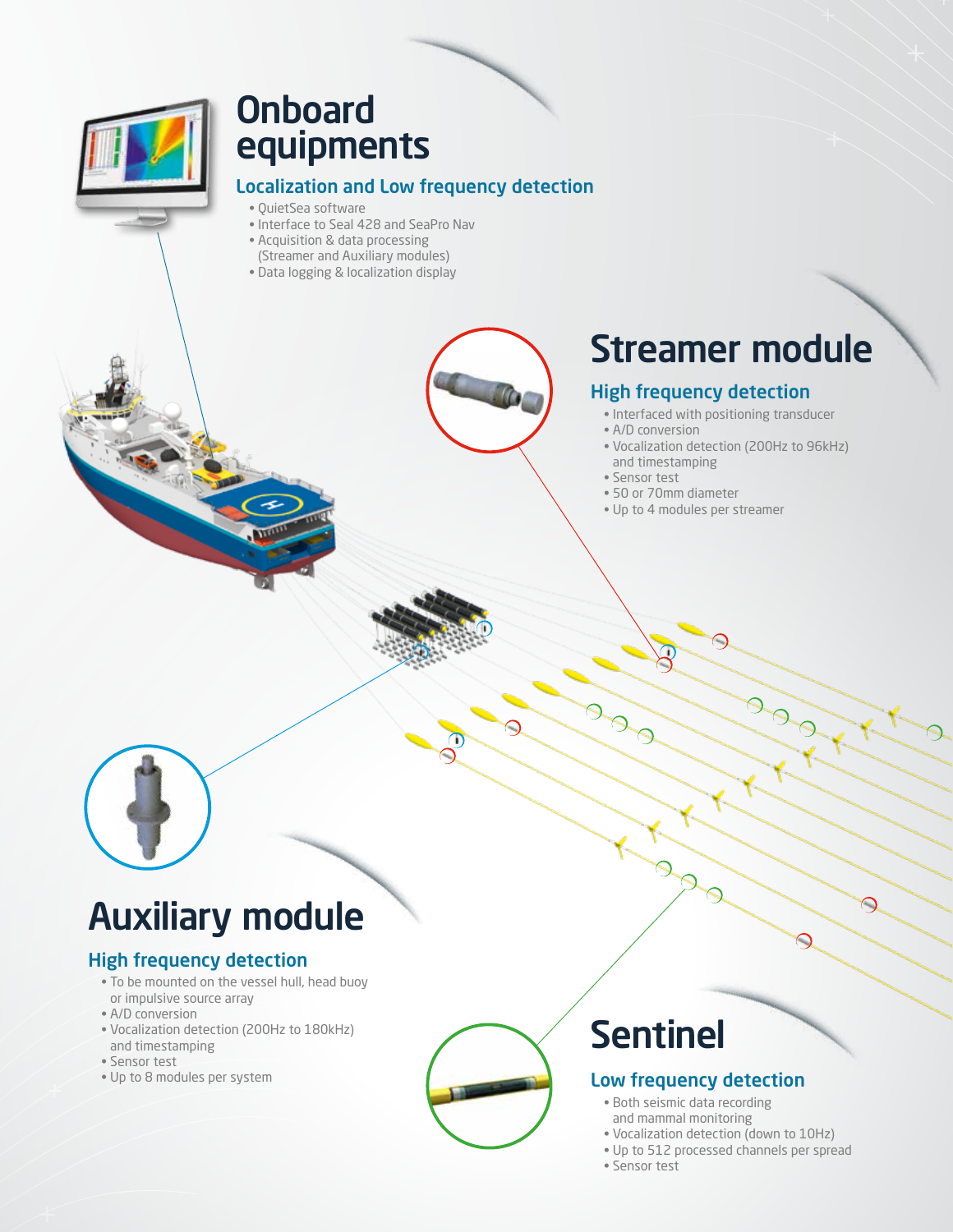# Onboard equipments

## Localization and Low frequency detection

- QuietSea software
- Interface to Seal 428 and SeaPro Nav
- Acquisition & data processing (Streamer and Auxiliary modules)
- Data logging & localization display

# Streamer module

## High frequency detection

- Interfaced with positioning transducer
- A/D conversion
- Vocalization detection (200Hz to 96kHz) and timestamping
- Sensor test
- 50 or 70mm diameter
- Up to 4 modules per streamer

# Auxiliary module

## High frequency detection

- To be mounted on the vessel hull, head buoy or impulsive source array
- A/D conversion
- Vocalization detection (200Hz to 180kHz) and timestamping
- Sensor test
- Up to 8 modules per system

# Sentinel

## Low frequency detection

- Both seismic data recording and mammal monitoring
- Vocalization detection (down to 10Hz)
- Up to 512 processed channels per spread
- Sensor test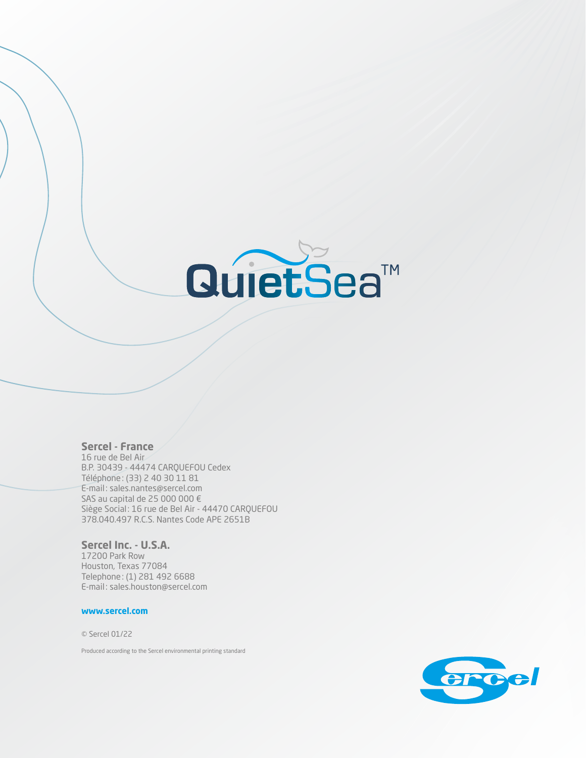QuietSea™

**Sercel - France**
16 rue de Bel Air
B.P. 30439 - 44474 CARQUEFOU Cedex
Téléphone : (33) 2 40 30 11 81
E-mail : sales.nantes@sercel.com
SAS au capital de 25 000 000 €
Siège Social : 16 rue de Bel Air - 44470 CARQUEFOU
378.040.497 R.C.S. Nantes Code APE 2651B

**Sercel Inc. - U.S.A.**
17200 Park Row
Houston, Texas 77084
Telephone : (1) 281 492 6688
E-mail : sales.houston@sercel.com

**www.sercel.com**

© Sercel 01/22

Produced according to the Sercel environmental printing standard